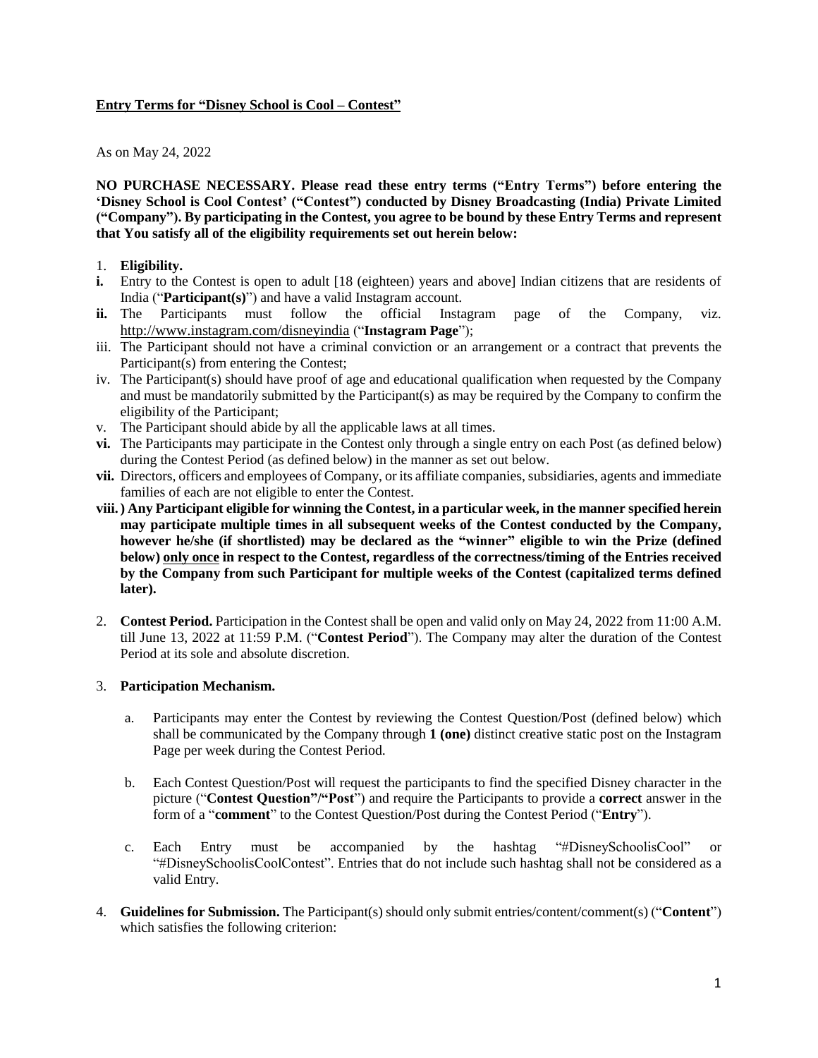**Entry Terms for "Disney School is Cool – Contest"**

As on May 24, 2022

**NO PURCHASE NECESSARY. Please read these entry terms ("Entry Terms") before entering the 'Disney School is Cool Contest' ("Contest") conducted by Disney Broadcasting (India) Private Limited ("Company"). By participating in the Contest, you agree to be bound by these Entry Terms and represent that You satisfy all of the eligibility requirements set out herein below:**

1. **Eligibility.**

**i.** Entry to the Contest is open to adult [18 (eighteen) years and above] Indian citizens that are residents of India ("**Participant(s)**") and have a valid Instagram account.

**ii.** The Participants must follow the official Instagram page of the Company, viz. http://www.instagram.com/disneyindia ("**Instagram Page**");

iii. The Participant should not have a criminal conviction or an arrangement or a contract that prevents the Participant(s) from entering the Contest;

iv. The Participant(s) should have proof of age and educational qualification when requested by the Company and must be mandatorily submitted by the Participant(s) as may be required by the Company to confirm the eligibility of the Participant;

v. The Participant should abide by all the applicable laws at all times.

**vi.** The Participants may participate in the Contest only through a single entry on each Post (as defined below) during the Contest Period (as defined below) in the manner as set out below.

**vii.** Directors, officers and employees of Company, or its affiliate companies, subsidiaries, agents and immediate families of each are not eligible to enter the Contest.

**viii.) Any Participant eligible for winning the Contest, in a particular week, in the manner specified herein may participate multiple times in all subsequent weeks of the Contest conducted by the Company, however he/she (if shortlisted) may be declared as the "winner" eligible to win the Prize (defined below) <u>only once</u> in respect to the Contest, regardless of the correctness/timing of the Entries received by the Company from such Participant for multiple weeks of the Contest (capitalized terms defined later).**

2. **Contest Period.** Participation in the Contest shall be open and valid only on May 24, 2022 from 11:00 A.M. till June 13, 2022 at 11:59 P.M. ("**Contest Period**"). The Company may alter the duration of the Contest Period at its sole and absolute discretion.

3. **Participation Mechanism.**

   a. Participants may enter the Contest by reviewing the Contest Question/Post (defined below) which shall be communicated by the Company through **1 (one)** distinct creative static post on the Instagram Page per week during the Contest Period.

   b. Each Contest Question/Post will request the participants to find the specified Disney character in the picture ("**Contest Question"/"Post**") and require the Participants to provide a **correct** answer in the form of a "**comment**" to the Contest Question/Post during the Contest Period ("**Entry**").

   c. Each Entry must be accompanied by the hashtag "#DisneySchoolisCool" or "#DisneySchoolisCoolContest". Entries that do not include such hashtag shall not be considered as a valid Entry.

4. **Guidelines for Submission.** The Participant(s) should only submit entries/content/comment(s) ("**Content**") which satisfies the following criterion: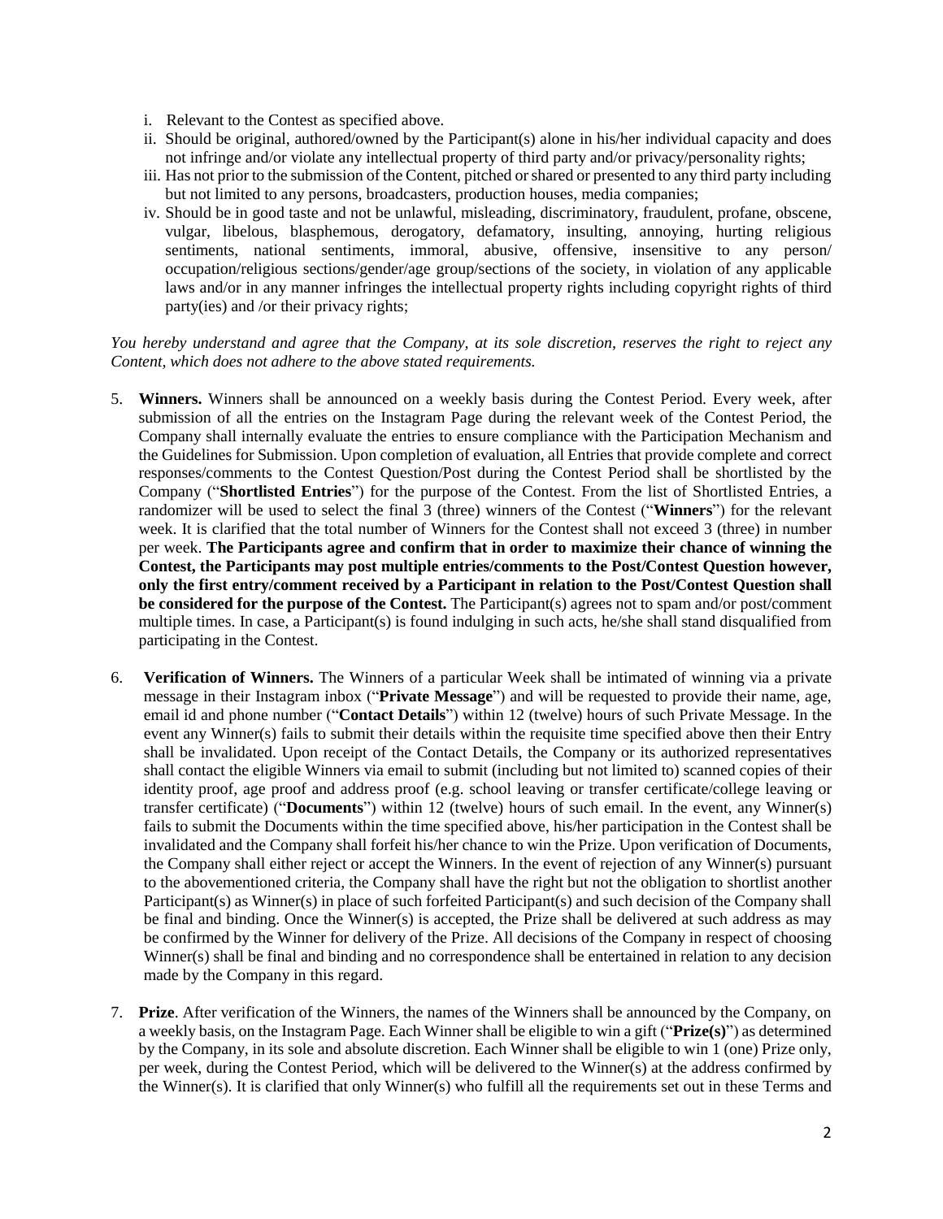i. Relevant to the Contest as specified above.
ii. Should be original, authored/owned by the Participant(s) alone in his/her individual capacity and does not infringe and/or violate any intellectual property of third party and/or privacy/personality rights;
iii. Has not prior to the submission of the Content, pitched or shared or presented to any third party including but not limited to any persons, broadcasters, production houses, media companies;
iv. Should be in good taste and not be unlawful, misleading, discriminatory, fraudulent, profane, obscene, vulgar, libelous, blasphemous, derogatory, defamatory, insulting, annoying, hurting religious sentiments, national sentiments, immoral, abusive, offensive, insensitive to any person/ occupation/religious sections/gender/age group/sections of the society, in violation of any applicable laws and/or in any manner infringes the intellectual property rights including copyright rights of third party(ies) and /or their privacy rights;

*You hereby understand and agree that the Company, at its sole discretion, reserves the right to reject any Content, which does not adhere to the above stated requirements.*

5. **Winners.** Winners shall be announced on a weekly basis during the Contest Period. Every week, after submission of all the entries on the Instagram Page during the relevant week of the Contest Period, the Company shall internally evaluate the entries to ensure compliance with the Participation Mechanism and the Guidelines for Submission. Upon completion of evaluation, all Entries that provide complete and correct responses/comments to the Contest Question/Post during the Contest Period shall be shortlisted by the Company ("**Shortlisted Entries**") for the purpose of the Contest. From the list of Shortlisted Entries, a randomizer will be used to select the final 3 (three) winners of the Contest ("**Winners**") for the relevant week. It is clarified that the total number of Winners for the Contest shall not exceed 3 (three) in number per week. **The Participants agree and confirm that in order to maximize their chance of winning the Contest, the Participants may post multiple entries/comments to the Post/Contest Question however, only the first entry/comment received by a Participant in relation to the Post/Contest Question shall be considered for the purpose of the Contest.** The Participant(s) agrees not to spam and/or post/comment multiple times. In case, a Participant(s) is found indulging in such acts, he/she shall stand disqualified from participating in the Contest.

6. **Verification of Winners.** The Winners of a particular Week shall be intimated of winning via a private message in their Instagram inbox ("**Private Message**") and will be requested to provide their name, age, email id and phone number ("**Contact Details**") within 12 (twelve) hours of such Private Message. In the event any Winner(s) fails to submit their details within the requisite time specified above then their Entry shall be invalidated. Upon receipt of the Contact Details, the Company or its authorized representatives shall contact the eligible Winners via email to submit (including but not limited to) scanned copies of their identity proof, age proof and address proof (e.g. school leaving or transfer certificate/college leaving or transfer certificate) ("**Documents**") within 12 (twelve) hours of such email. In the event, any Winner(s) fails to submit the Documents within the time specified above, his/her participation in the Contest shall be invalidated and the Company shall forfeit his/her chance to win the Prize. Upon verification of Documents, the Company shall either reject or accept the Winners. In the event of rejection of any Winner(s) pursuant to the abovementioned criteria, the Company shall have the right but not the obligation to shortlist another Participant(s) as Winner(s) in place of such forfeited Participant(s) and such decision of the Company shall be final and binding. Once the Winner(s) is accepted, the Prize shall be delivered at such address as may be confirmed by the Winner for delivery of the Prize. All decisions of the Company in respect of choosing Winner(s) shall be final and binding and no correspondence shall be entertained in relation to any decision made by the Company in this regard.

7. **Prize**. After verification of the Winners, the names of the Winners shall be announced by the Company, on a weekly basis, on the Instagram Page. Each Winner shall be eligible to win a gift ("**Prize(s)**") as determined by the Company, in its sole and absolute discretion. Each Winner shall be eligible to win 1 (one) Prize only, per week, during the Contest Period, which will be delivered to the Winner(s) at the address confirmed by the Winner(s). It is clarified that only Winner(s) who fulfill all the requirements set out in these Terms and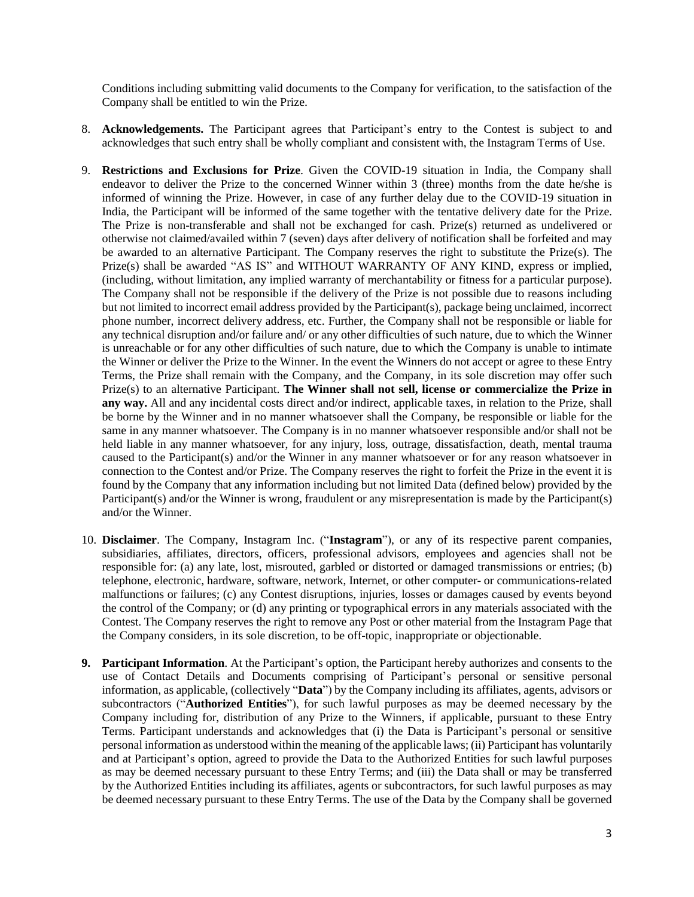Conditions including submitting valid documents to the Company for verification, to the satisfaction of the Company shall be entitled to win the Prize.

8. **Acknowledgements.** The Participant agrees that Participant's entry to the Contest is subject to and acknowledges that such entry shall be wholly compliant and consistent with, the Instagram Terms of Use.

9. **Restrictions and Exclusions for Prize**. Given the COVID-19 situation in India, the Company shall endeavor to deliver the Prize to the concerned Winner within 3 (three) months from the date he/she is informed of winning the Prize. However, in case of any further delay due to the COVID-19 situation in India, the Participant will be informed of the same together with the tentative delivery date for the Prize. The Prize is non-transferable and shall not be exchanged for cash. Prize(s) returned as undelivered or otherwise not claimed/availed within 7 (seven) days after delivery of notification shall be forfeited and may be awarded to an alternative Participant. The Company reserves the right to substitute the Prize(s). The Prize(s) shall be awarded "AS IS" and WITHOUT WARRANTY OF ANY KIND, express or implied, (including, without limitation, any implied warranty of merchantability or fitness for a particular purpose). The Company shall not be responsible if the delivery of the Prize is not possible due to reasons including but not limited to incorrect email address provided by the Participant(s), package being unclaimed, incorrect phone number, incorrect delivery address, etc. Further, the Company shall not be responsible or liable for any technical disruption and/or failure and/ or any other difficulties of such nature, due to which the Winner is unreachable or for any other difficulties of such nature, due to which the Company is unable to intimate the Winner or deliver the Prize to the Winner. In the event the Winners do not accept or agree to these Entry Terms, the Prize shall remain with the Company, and the Company, in its sole discretion may offer such Prize(s) to an alternative Participant. **The Winner shall not sell, license or commercialize the Prize in any way.** All and any incidental costs direct and/or indirect, applicable taxes, in relation to the Prize, shall be borne by the Winner and in no manner whatsoever shall the Company, be responsible or liable for the same in any manner whatsoever. The Company is in no manner whatsoever responsible and/or shall not be held liable in any manner whatsoever, for any injury, loss, outrage, dissatisfaction, death, mental trauma caused to the Participant(s) and/or the Winner in any manner whatsoever or for any reason whatsoever in connection to the Contest and/or Prize. The Company reserves the right to forfeit the Prize in the event it is found by the Company that any information including but not limited Data (defined below) provided by the Participant(s) and/or the Winner is wrong, fraudulent or any misrepresentation is made by the Participant(s) and/or the Winner.

10. **Disclaimer**. The Company, Instagram Inc. ("**Instagram**"), or any of its respective parent companies, subsidiaries, affiliates, directors, officers, professional advisors, employees and agencies shall not be responsible for: (a) any late, lost, misrouted, garbled or distorted or damaged transmissions or entries; (b) telephone, electronic, hardware, software, network, Internet, or other computer- or communications-related malfunctions or failures; (c) any Contest disruptions, injuries, losses or damages caused by events beyond the control of the Company; or (d) any printing or typographical errors in any materials associated with the Contest. The Company reserves the right to remove any Post or other material from the Instagram Page that the Company considers, in its sole discretion, to be off-topic, inappropriate or objectionable.

**9. Participant Information**. At the Participant's option, the Participant hereby authorizes and consents to the use of Contact Details and Documents comprising of Participant's personal or sensitive personal information, as applicable, (collectively "**Data**") by the Company including its affiliates, agents, advisors or subcontractors ("**Authorized Entities**"), for such lawful purposes as may be deemed necessary by the Company including for, distribution of any Prize to the Winners, if applicable, pursuant to these Entry Terms. Participant understands and acknowledges that (i) the Data is Participant's personal or sensitive personal information as understood within the meaning of the applicable laws; (ii) Participant has voluntarily and at Participant's option, agreed to provide the Data to the Authorized Entities for such lawful purposes as may be deemed necessary pursuant to these Entry Terms; and (iii) the Data shall or may be transferred by the Authorized Entities including its affiliates, agents or subcontractors, for such lawful purposes as may be deemed necessary pursuant to these Entry Terms. The use of the Data by the Company shall be governed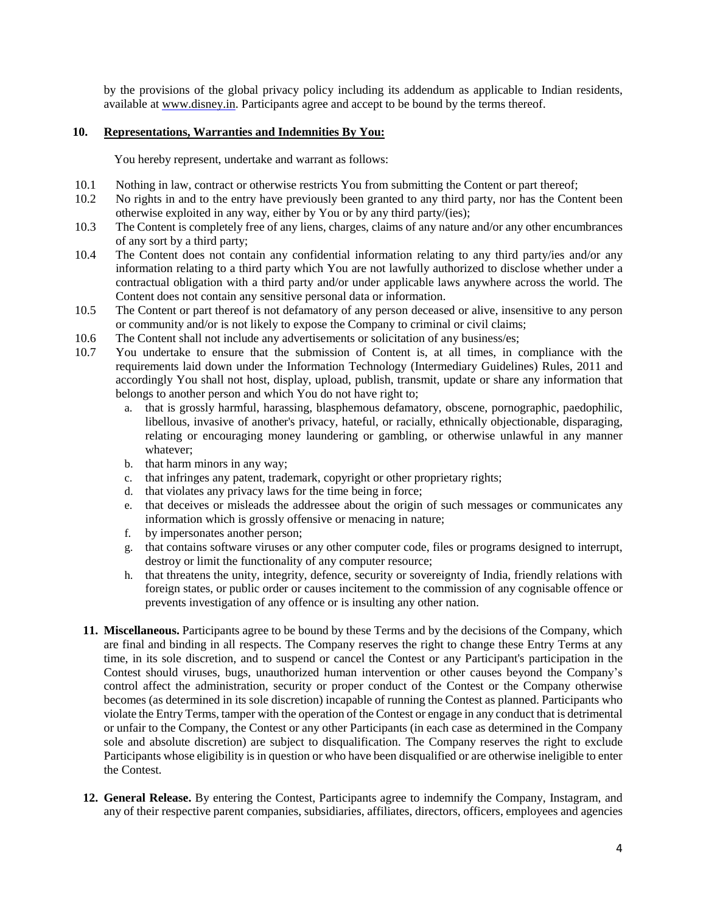by the provisions of the global privacy policy including its addendum as applicable to Indian residents, available at www.disney.in. Participants agree and accept to be bound by the terms thereof.

**10. Representations, Warranties and Indemnities By You:**

You hereby represent, undertake and warrant as follows:

10.1 Nothing in law, contract or otherwise restricts You from submitting the Content or part thereof;

10.2 No rights in and to the entry have previously been granted to any third party, nor has the Content been otherwise exploited in any way, either by You or by any third party/(ies);

10.3 The Content is completely free of any liens, charges, claims of any nature and/or any other encumbrances of any sort by a third party;

10.4 The Content does not contain any confidential information relating to any third party/ies and/or any information relating to a third party which You are not lawfully authorized to disclose whether under a contractual obligation with a third party and/or under applicable laws anywhere across the world. The Content does not contain any sensitive personal data or information.

10.5 The Content or part thereof is not defamatory of any person deceased or alive, insensitive to any person or community and/or is not likely to expose the Company to criminal or civil claims;

10.6 The Content shall not include any advertisements or solicitation of any business/es;

10.7 You undertake to ensure that the submission of Content is, at all times, in compliance with the requirements laid down under the Information Technology (Intermediary Guidelines) Rules, 2011 and accordingly You shall not host, display, upload, publish, transmit, update or share any information that belongs to another person and which You do not have right to;

a. that is grossly harmful, harassing, blasphemous defamatory, obscene, pornographic, paedophilic, libellous, invasive of another's privacy, hateful, or racially, ethnically objectionable, disparaging, relating or encouraging money laundering or gambling, or otherwise unlawful in any manner whatever;

b. that harm minors in any way;

c. that infringes any patent, trademark, copyright or other proprietary rights;

d. that violates any privacy laws for the time being in force;

e. that deceives or misleads the addressee about the origin of such messages or communicates any information which is grossly offensive or menacing in nature;

f. by impersonates another person;

g. that contains software viruses or any other computer code, files or programs designed to interrupt, destroy or limit the functionality of any computer resource;

h. that threatens the unity, integrity, defence, security or sovereignty of India, friendly relations with foreign states, or public order or causes incitement to the commission of any cognisable offence or prevents investigation of any offence or is insulting any other nation.

**11. Miscellaneous.** Participants agree to be bound by these Terms and by the decisions of the Company, which are final and binding in all respects. The Company reserves the right to change these Entry Terms at any time, in its sole discretion, and to suspend or cancel the Contest or any Participant's participation in the Contest should viruses, bugs, unauthorized human intervention or other causes beyond the Company's control affect the administration, security or proper conduct of the Contest or the Company otherwise becomes (as determined in its sole discretion) incapable of running the Contest as planned. Participants who violate the Entry Terms, tamper with the operation of the Contest or engage in any conduct that is detrimental or unfair to the Company, the Contest or any other Participants (in each case as determined in the Company sole and absolute discretion) are subject to disqualification. The Company reserves the right to exclude Participants whose eligibility is in question or who have been disqualified or are otherwise ineligible to enter the Contest.

**12. General Release.** By entering the Contest, Participants agree to indemnify the Company, Instagram, and any of their respective parent companies, subsidiaries, affiliates, directors, officers, employees and agencies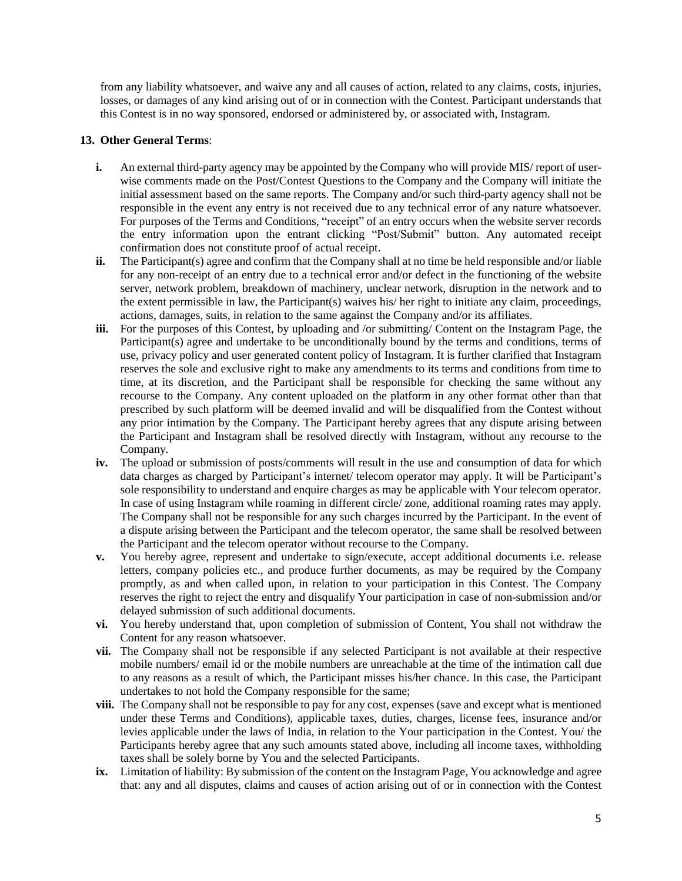from any liability whatsoever, and waive any and all causes of action, related to any claims, costs, injuries, losses, or damages of any kind arising out of or in connection with the Contest. Participant understands that this Contest is in no way sponsored, endorsed or administered by, or associated with, Instagram.

**13. Other General Terms**:

- **i.** An external third-party agency may be appointed by the Company who will provide MIS/ report of user-wise comments made on the Post/Contest Questions to the Company and the Company will initiate the initial assessment based on the same reports. The Company and/or such third-party agency shall not be responsible in the event any entry is not received due to any technical error of any nature whatsoever. For purposes of the Terms and Conditions, "receipt" of an entry occurs when the website server records the entry information upon the entrant clicking "Post/Submit" button. Any automated receipt confirmation does not constitute proof of actual receipt.
- **ii.** The Participant(s) agree and confirm that the Company shall at no time be held responsible and/or liable for any non-receipt of an entry due to a technical error and/or defect in the functioning of the website server, network problem, breakdown of machinery, unclear network, disruption in the network and to the extent permissible in law, the Participant(s) waives his/ her right to initiate any claim, proceedings, actions, damages, suits, in relation to the same against the Company and/or its affiliates.
- **iii.** For the purposes of this Contest, by uploading and /or submitting/ Content on the Instagram Page, the Participant(s) agree and undertake to be unconditionally bound by the terms and conditions, terms of use, privacy policy and user generated content policy of Instagram. It is further clarified that Instagram reserves the sole and exclusive right to make any amendments to its terms and conditions from time to time, at its discretion, and the Participant shall be responsible for checking the same without any recourse to the Company. Any content uploaded on the platform in any other format other than that prescribed by such platform will be deemed invalid and will be disqualified from the Contest without any prior intimation by the Company. The Participant hereby agrees that any dispute arising between the Participant and Instagram shall be resolved directly with Instagram, without any recourse to the Company.
- **iv.** The upload or submission of posts/comments will result in the use and consumption of data for which data charges as charged by Participant's internet/ telecom operator may apply. It will be Participant's sole responsibility to understand and enquire charges as may be applicable with Your telecom operator. In case of using Instagram while roaming in different circle/ zone, additional roaming rates may apply. The Company shall not be responsible for any such charges incurred by the Participant. In the event of a dispute arising between the Participant and the telecom operator, the same shall be resolved between the Participant and the telecom operator without recourse to the Company.
- **v.** You hereby agree, represent and undertake to sign/execute, accept additional documents i.e. release letters, company policies etc., and produce further documents, as may be required by the Company promptly, as and when called upon, in relation to your participation in this Contest. The Company reserves the right to reject the entry and disqualify Your participation in case of non-submission and/or delayed submission of such additional documents.
- **vi.** You hereby understand that, upon completion of submission of Content, You shall not withdraw the Content for any reason whatsoever.
- **vii.** The Company shall not be responsible if any selected Participant is not available at their respective mobile numbers/ email id or the mobile numbers are unreachable at the time of the intimation call due to any reasons as a result of which, the Participant misses his/her chance. In this case, the Participant undertakes to not hold the Company responsible for the same;
- **viii.** The Company shall not be responsible to pay for any cost, expenses (save and except what is mentioned under these Terms and Conditions), applicable taxes, duties, charges, license fees, insurance and/or levies applicable under the laws of India, in relation to the Your participation in the Contest. You/ the Participants hereby agree that any such amounts stated above, including all income taxes, withholding taxes shall be solely borne by You and the selected Participants.
- **ix.** Limitation of liability: By submission of the content on the Instagram Page, You acknowledge and agree that: any and all disputes, claims and causes of action arising out of or in connection with the Contest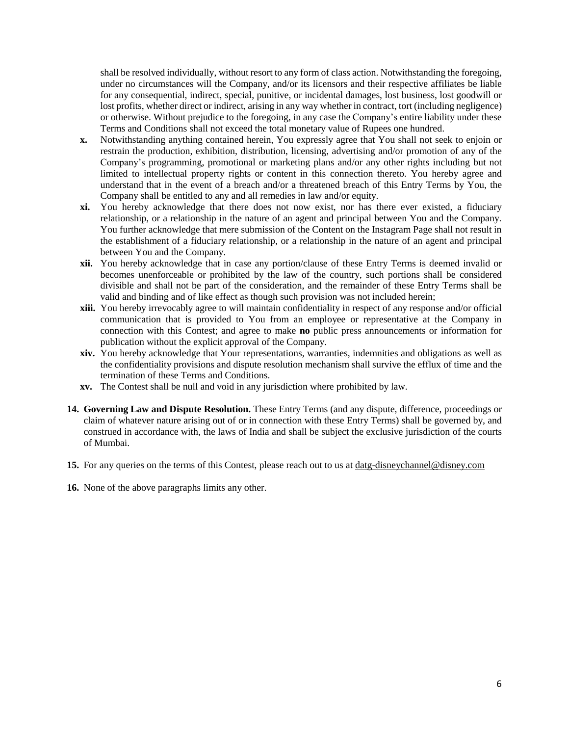shall be resolved individually, without resort to any form of class action. Notwithstanding the foregoing, under no circumstances will the Company, and/or its licensors and their respective affiliates be liable for any consequential, indirect, special, punitive, or incidental damages, lost business, lost goodwill or lost profits, whether direct or indirect, arising in any way whether in contract, tort (including negligence) or otherwise. Without prejudice to the foregoing, in any case the Company's entire liability under these Terms and Conditions shall not exceed the total monetary value of Rupees one hundred.

- **x.** Notwithstanding anything contained herein, You expressly agree that You shall not seek to enjoin or restrain the production, exhibition, distribution, licensing, advertising and/or promotion of any of the Company's programming, promotional or marketing plans and/or any other rights including but not limited to intellectual property rights or content in this connection thereto. You hereby agree and understand that in the event of a breach and/or a threatened breach of this Entry Terms by You, the Company shall be entitled to any and all remedies in law and/or equity.
- **xi.** You hereby acknowledge that there does not now exist, nor has there ever existed, a fiduciary relationship, or a relationship in the nature of an agent and principal between You and the Company. You further acknowledge that mere submission of the Content on the Instagram Page shall not result in the establishment of a fiduciary relationship, or a relationship in the nature of an agent and principal between You and the Company.
- **xii.** You hereby acknowledge that in case any portion/clause of these Entry Terms is deemed invalid or becomes unenforceable or prohibited by the law of the country, such portions shall be considered divisible and shall not be part of the consideration, and the remainder of these Entry Terms shall be valid and binding and of like effect as though such provision was not included herein;
- **xiii.** You hereby irrevocably agree to will maintain confidentiality in respect of any response and/or official communication that is provided to You from an employee or representative at the Company in connection with this Contest; and agree to make **no** public press announcements or information for publication without the explicit approval of the Company.
- **xiv.** You hereby acknowledge that Your representations, warranties, indemnities and obligations as well as the confidentiality provisions and dispute resolution mechanism shall survive the efflux of time and the termination of these Terms and Conditions.
- **xv.** The Contest shall be null and void in any jurisdiction where prohibited by law.

**14. Governing Law and Dispute Resolution.** These Entry Terms (and any dispute, difference, proceedings or claim of whatever nature arising out of or in connection with these Entry Terms) shall be governed by, and construed in accordance with, the laws of India and shall be subject the exclusive jurisdiction of the courts of Mumbai.

**15.** For any queries on the terms of this Contest, please reach out to us at datg-disneychannel@disney.com

**16.** None of the above paragraphs limits any other.